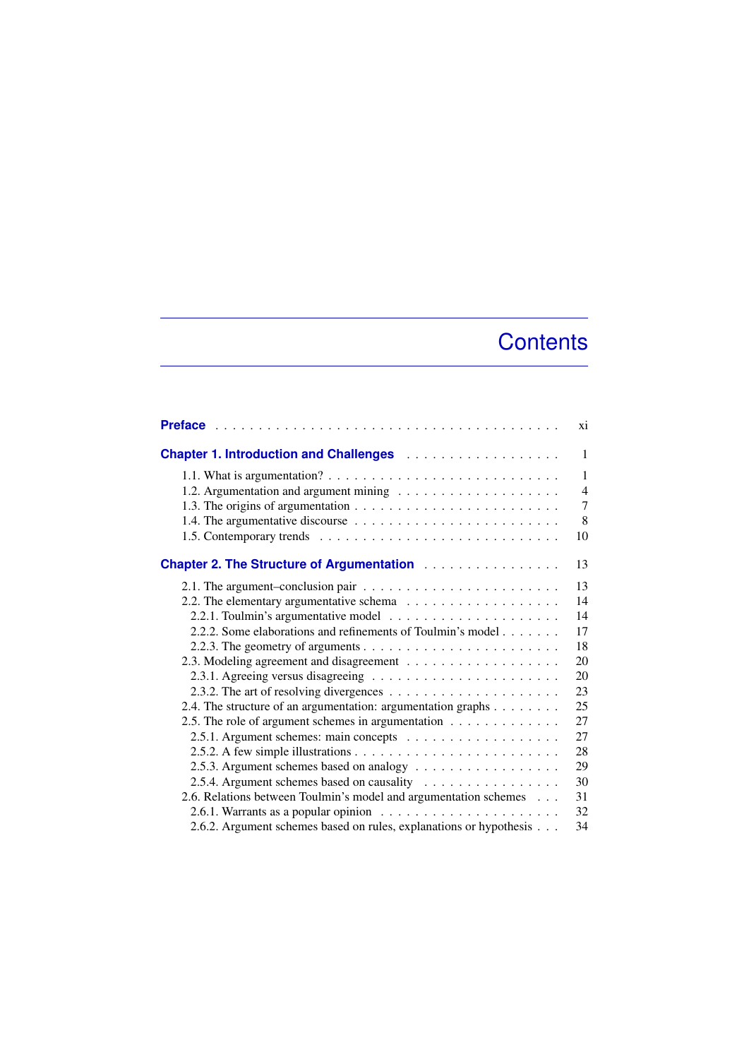# Contents

**Preface** . . . . . . . . . . . . . . . . . . . . . . . . . . . . . . . . . . . . . . . . xi

**Chapter 1. Introduction and Challenges** . . . . . . . . . . . . . . . . . . 1

1.1. What is argumentation? . . . . . . . . . . . . . . . . . . . . . . . . . . . 1
1.2. Argumentation and argument mining . . . . . . . . . . . . . . . . . . 4
1.3. The origins of argumentation . . . . . . . . . . . . . . . . . . . . . . . 7
1.4. The argumentative discourse . . . . . . . . . . . . . . . . . . . . . . . 8
1.5. Contemporary trends . . . . . . . . . . . . . . . . . . . . . . . . . . . 10

**Chapter 2. The Structure of Argumentation** . . . . . . . . . . . . . . . . 13

2.1. The argument–conclusion pair . . . . . . . . . . . . . . . . . . . . . . 13
2.2. The elementary argumentative schema . . . . . . . . . . . . . . . . . 14
2.2.1. Toulmin’s argumentative model . . . . . . . . . . . . . . . . . . . 14
2.2.2. Some elaborations and refinements of Toulmin’s model . . . . . . . 17
2.2.3. The geometry of arguments . . . . . . . . . . . . . . . . . . . . . . 18
2.3. Modeling agreement and disagreement . . . . . . . . . . . . . . . . . 20
2.3.1. Agreeing versus disagreeing . . . . . . . . . . . . . . . . . . . . . 20
2.3.2. The art of resolving divergences . . . . . . . . . . . . . . . . . . . 23
2.4. The structure of an argumentation: argumentation graphs . . . . . . . . 25
2.5. The role of argument schemes in argumentation . . . . . . . . . . . . 27
2.5.1. Argument schemes: main concepts . . . . . . . . . . . . . . . . . . 27
2.5.2. A few simple illustrations . . . . . . . . . . . . . . . . . . . . . . . 28
2.5.3. Argument schemes based on analogy . . . . . . . . . . . . . . . . . 29
2.5.4. Argument schemes based on causality . . . . . . . . . . . . . . . . 30
2.6. Relations between Toulmin’s model and argumentation schemes . . . 31
2.6.1. Warrants as a popular opinion . . . . . . . . . . . . . . . . . . . . 32
2.6.2. Argument schemes based on rules, explanations or hypothesis . . . 34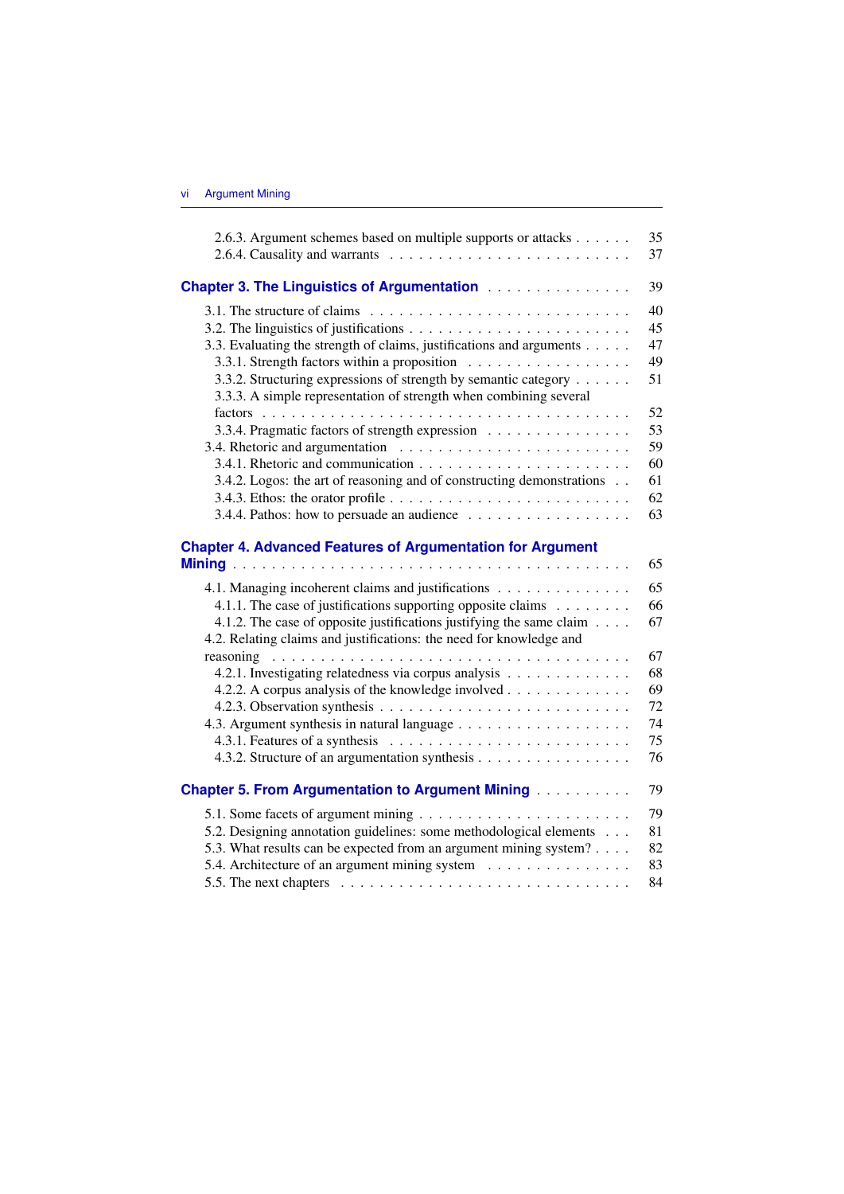2.6.3. Argument schemes based on multiple supports or attacks . . . . . . 35
2.6.4. Causality and warrants . . . . . . . . . . . . . . . . . . . . . . . . 37

**Chapter 3. The Linguistics of Argumentation** . . . . . . . . . . . . . . . 39

3.1. The structure of claims . . . . . . . . . . . . . . . . . . . . . . . . . . 40
3.2. The linguistics of justifications . . . . . . . . . . . . . . . . . . . . . 45
3.3. Evaluating the strength of claims, justifications and arguments . . . . . 47
3.3.1. Strength factors within a proposition . . . . . . . . . . . . . . . . 49
3.3.2. Structuring expressions of strength by semantic category . . . . . . 51
3.3.3. A simple representation of strength when combining several factors . . . . . . . . . . . . . . . . . . . . . . . . . . . . . . . . . . 52
3.3.4. Pragmatic factors of strength expression . . . . . . . . . . . . . . 53
3.4. Rhetoric and argumentation . . . . . . . . . . . . . . . . . . . . . . . 59
3.4.1. Rhetoric and communication . . . . . . . . . . . . . . . . . . . . . 60
3.4.2. Logos: the art of reasoning and of constructing demonstrations . . 61
3.4.3. Ethos: the orator profile . . . . . . . . . . . . . . . . . . . . . . . 62
3.4.4. Pathos: how to persuade an audience . . . . . . . . . . . . . . . . 63

**Chapter 4. Advanced Features of Argumentation for Argument Mining** . . . . . . . . . . . . . . . . . . . . . . . . . . . . . . . . . . . . 65

4.1. Managing incoherent claims and justifications . . . . . . . . . . . . . 65
4.1.1. The case of justifications supporting opposite claims . . . . . . . . 66
4.1.2. The case of opposite justifications justifying the same claim . . . . 67
4.2. Relating claims and justifications: the need for knowledge and reasoning . . . . . . . . . . . . . . . . . . . . . . . . . . . . . . . . . 67
4.2.1. Investigating relatedness via corpus analysis . . . . . . . . . . . . . 68
4.2.2. A corpus analysis of the knowledge involved . . . . . . . . . . . . 69
4.2.3. Observation synthesis . . . . . . . . . . . . . . . . . . . . . . . . . 72
4.3. Argument synthesis in natural language . . . . . . . . . . . . . . . . . 74
4.3.1. Features of a synthesis . . . . . . . . . . . . . . . . . . . . . . . . 75
4.3.2. Structure of an argumentation synthesis . . . . . . . . . . . . . . . 76

**Chapter 5. From Argumentation to Argument Mining** . . . . . . . . . . 79

5.1. Some facets of argument mining . . . . . . . . . . . . . . . . . . . . . 79
5.2. Designing annotation guidelines: some methodological elements . . . 81
5.3. What results can be expected from an argument mining system? . . . . 82
5.4. Architecture of an argument mining system . . . . . . . . . . . . . . . 83
5.5. The next chapters . . . . . . . . . . . . . . . . . . . . . . . . . . . . . 84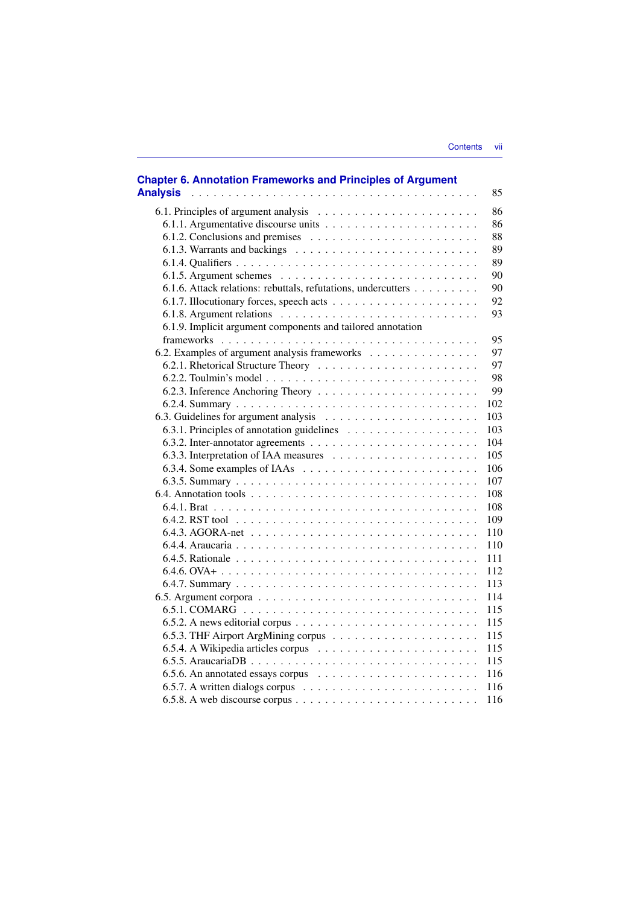**Chapter 6. Annotation Frameworks and Principles of Argument Analysis** . . . 85

- 6.1. Principles of argument analysis . . . 86
  - 6.1.1. Argumentative discourse units . . . 86
  - 6.1.2. Conclusions and premises . . . 88
  - 6.1.3. Warrants and backings . . . 89
  - 6.1.4. Qualifiers . . . 89
  - 6.1.5. Argument schemes . . . 90
  - 6.1.6. Attack relations: rebuttals, refutations, undercutters . . . 90
  - 6.1.7. Illocutionary forces, speech acts . . . 92
  - 6.1.8. Argument relations . . . 93
  - 6.1.9. Implicit argument components and tailored annotation frameworks . . . 95
- 6.2. Examples of argument analysis frameworks . . . 97
  - 6.2.1. Rhetorical Structure Theory . . . 97
  - 6.2.2. Toulmin's model . . . 98
  - 6.2.3. Inference Anchoring Theory . . . 99
  - 6.2.4. Summary . . . 102
- 6.3. Guidelines for argument analysis . . . 103
  - 6.3.1. Principles of annotation guidelines . . . 103
  - 6.3.2. Inter-annotator agreements . . . 104
  - 6.3.3. Interpretation of IAA measures . . . 105
  - 6.3.4. Some examples of IAAs . . . 106
  - 6.3.5. Summary . . . 107
- 6.4. Annotation tools . . . 108
  - 6.4.1. Brat . . . 108
  - 6.4.2. RST tool . . . 109
  - 6.4.3. AGORA-net . . . 110
  - 6.4.4. Araucaria . . . 110
  - 6.4.5. Rationale . . . 111
  - 6.4.6. OVA+ . . . 112
  - 6.4.7. Summary . . . 113
- 6.5. Argument corpora . . . 114
  - 6.5.1. COMARG . . . 115
  - 6.5.2. A news editorial corpus . . . 115
  - 6.5.3. THF Airport ArgMining corpus . . . 115
  - 6.5.4. A Wikipedia articles corpus . . . 115
  - 6.5.5. AraucariaDB . . . 115
  - 6.5.6. An annotated essays corpus . . . 116
  - 6.5.7. A written dialogs corpus . . . 116
  - 6.5.8. A web discourse corpus . . . 116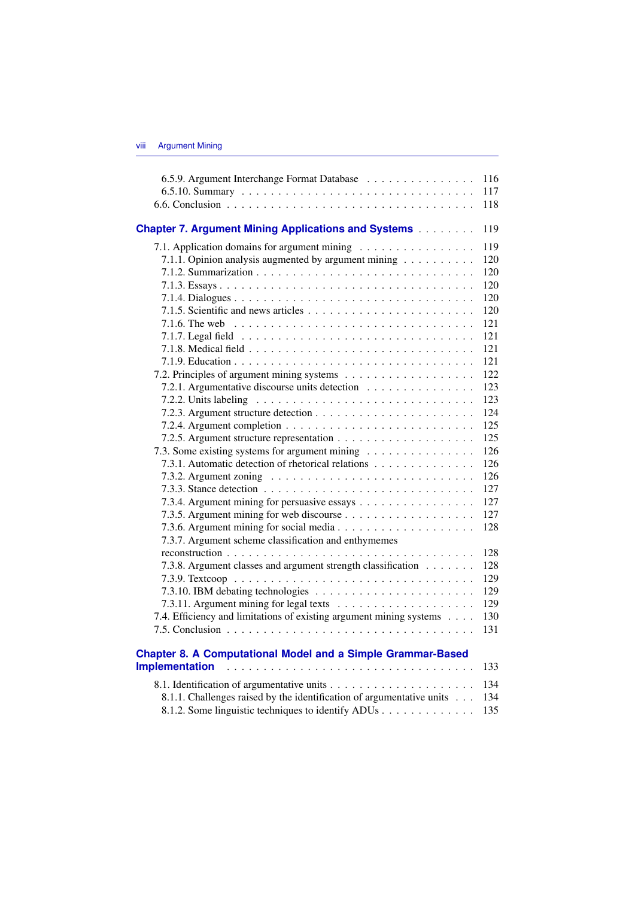6.5.9. Argument Interchange Format Database . . . . . . . . . . . . . . . 116
6.5.10. Summary . . . . . . . . . . . . . . . . . . . . . . . . . . . . . 117
6.6. Conclusion . . . . . . . . . . . . . . . . . . . . . . . . . . . . . . 118

**Chapter 7. Argument Mining Applications and Systems** . . . . . . . . 119

7.1. Application domains for argument mining . . . . . . . . . . . . . . . . 119
7.1.1. Opinion analysis augmented by argument mining . . . . . . . . . . 120
7.1.2. Summarization . . . . . . . . . . . . . . . . . . . . . . . . . . . 120
7.1.3. Essays . . . . . . . . . . . . . . . . . . . . . . . . . . . . . . . 120
7.1.4. Dialogues . . . . . . . . . . . . . . . . . . . . . . . . . . . . . 120
7.1.5. Scientific and news articles . . . . . . . . . . . . . . . . . . . . 120
7.1.6. The web . . . . . . . . . . . . . . . . . . . . . . . . . . . . . . 121
7.1.7. Legal field . . . . . . . . . . . . . . . . . . . . . . . . . . . . . 121
7.1.8. Medical field . . . . . . . . . . . . . . . . . . . . . . . . . . . . 121
7.1.9. Education . . . . . . . . . . . . . . . . . . . . . . . . . . . . . 121
7.2. Principles of argument mining systems . . . . . . . . . . . . . . . . . 122
7.2.1. Argumentative discourse units detection . . . . . . . . . . . . . . 123
7.2.2. Units labeling . . . . . . . . . . . . . . . . . . . . . . . . . . . 123
7.2.3. Argument structure detection . . . . . . . . . . . . . . . . . . . . 124
7.2.4. Argument completion . . . . . . . . . . . . . . . . . . . . . . . . 125
7.2.5. Argument structure representation . . . . . . . . . . . . . . . . . 125
7.3. Some existing systems for argument mining . . . . . . . . . . . . . . . 126
7.3.1. Automatic detection of rhetorical relations . . . . . . . . . . . . . 126
7.3.2. Argument zoning . . . . . . . . . . . . . . . . . . . . . . . . . . 126
7.3.3. Stance detection . . . . . . . . . . . . . . . . . . . . . . . . . . 127
7.3.4. Argument mining for persuasive essays . . . . . . . . . . . . . . . 127
7.3.5. Argument mining for web discourse . . . . . . . . . . . . . . . . . 127
7.3.6. Argument mining for social media . . . . . . . . . . . . . . . . . . 128
7.3.7. Argument scheme classification and enthymemes reconstruction . . . . . . . . . . . . . . . . . . . . . . . . . . . . . . . 128
7.3.8. Argument classes and argument strength classification . . . . . . . 128
7.3.9. Textcoop . . . . . . . . . . . . . . . . . . . . . . . . . . . . . . 129
7.3.10. IBM debating technologies . . . . . . . . . . . . . . . . . . . . . 129
7.3.11. Argument mining for legal texts . . . . . . . . . . . . . . . . . . 129
7.4. Efficiency and limitations of existing argument mining systems . . . . 130
7.5. Conclusion . . . . . . . . . . . . . . . . . . . . . . . . . . . . . . 131

**Chapter 8. A Computational Model and a Simple Grammar-Based Implementation** . . . . . . . . . . . . . . . . . . . . . . . . . . . . . . . 133

8.1. Identification of argumentative units . . . . . . . . . . . . . . . . . . 134
8.1.1. Challenges raised by the identification of argumentative units . . . 134
8.1.2. Some linguistic techniques to identify ADUs . . . . . . . . . . . . . 135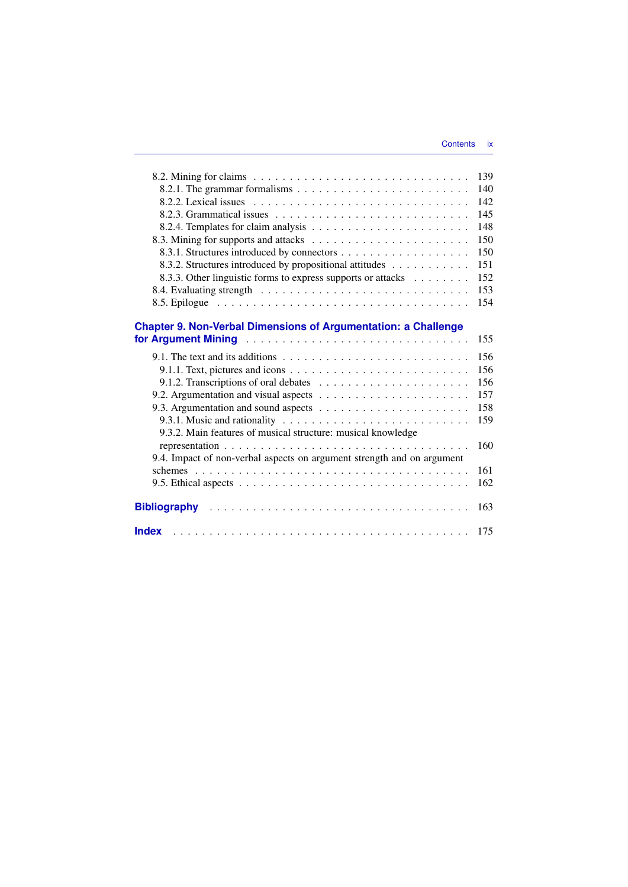8.2. Mining for claims . . . . . 139
8.2.1. The grammar formalisms . . . . . 140
8.2.2. Lexical issues . . . . . 142
8.2.3. Grammatical issues . . . . . 145
8.2.4. Templates for claim analysis . . . . . 148
8.3. Mining for supports and attacks . . . . . 150
8.3.1. Structures introduced by connectors . . . . . 150
8.3.2. Structures introduced by propositional attitudes . . . . . 151
8.3.3. Other linguistic forms to express supports or attacks . . . . . 152
8.4. Evaluating strength . . . . . 153
8.5. Epilogue . . . . . 154

**Chapter 9. Non-Verbal Dimensions of Argumentation: a Challenge for Argument Mining** . . . . . 155

9.1. The text and its additions . . . . . 156
9.1.1. Text, pictures and icons . . . . . 156
9.1.2. Transcriptions of oral debates . . . . . 156
9.2. Argumentation and visual aspects . . . . . 157
9.3. Argumentation and sound aspects . . . . . 158
9.3.1. Music and rationality . . . . . 159
9.3.2. Main features of musical structure: musical knowledge representation . . . . . 160
9.4. Impact of non-verbal aspects on argument strength and on argument schemes . . . . . 161
9.5. Ethical aspects . . . . . 162

**Bibliography** . . . . . 163

**Index** . . . . . 175